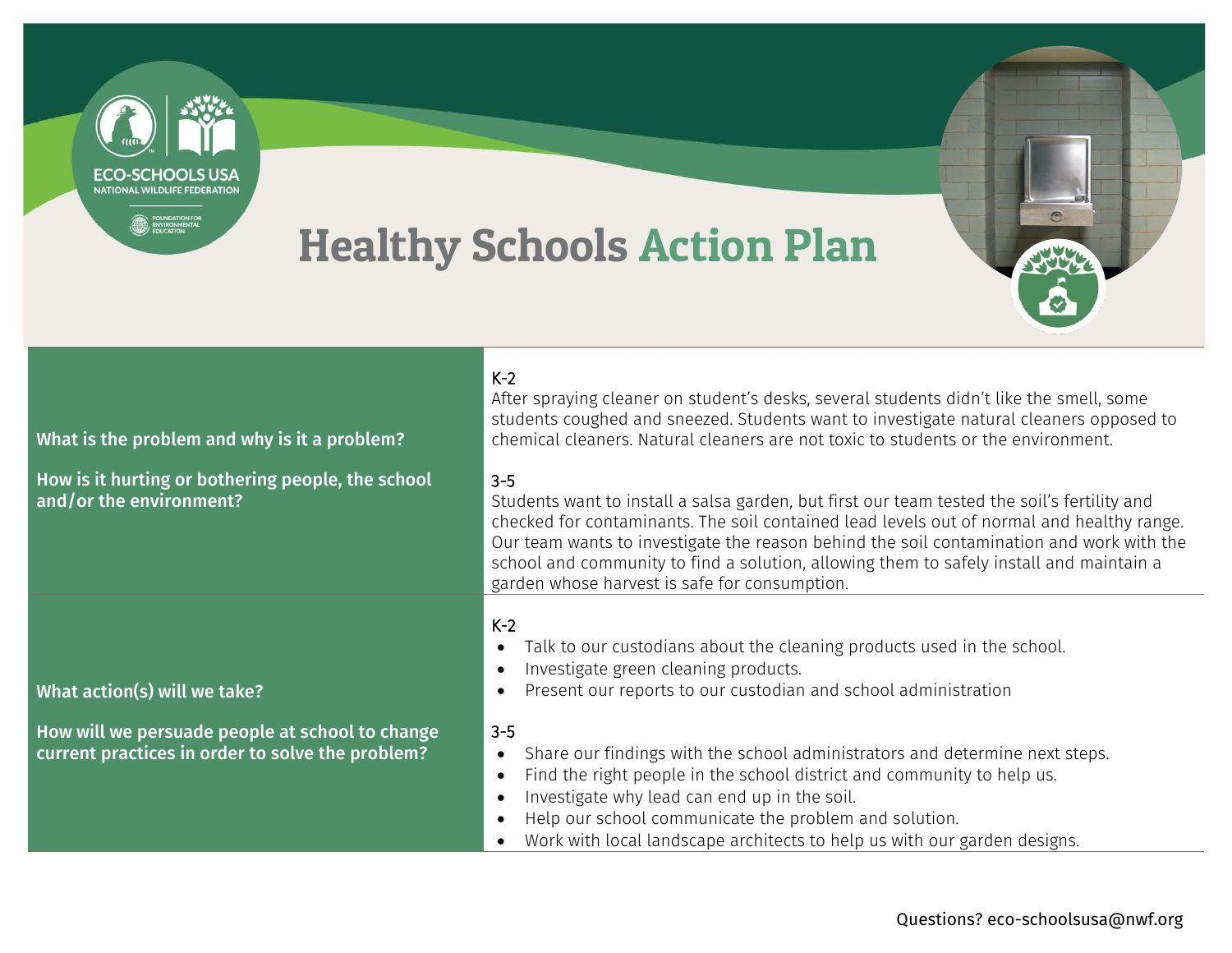ECO-SCHOOLS USA
NATIONAL WILDLIFE FEDERATION
FOUNDATION FOR ENVIRONMENTAL EDUCATION

# Healthy Schools Action Plan

| **What is the problem and why is it a problem?**<br><br>**How is it hurting or bothering people, the school and/or the environment?** | K-2<br>After spraying cleaner on student's desks, several students didn't like the smell, some students coughed and sneezed. Students want to investigate natural cleaners opposed to chemical cleaners. Natural cleaners are not toxic to students or the environment.<br><br>3-5<br>Students want to install a salsa garden, but first our team tested the soil's fertility and checked for contaminants. The soil contained lead levels out of normal and healthy range. Our team wants to investigate the reason behind the soil contamination and work with the school and community to find a solution, allowing them to safely install and maintain a garden whose harvest is safe for consumption. |
|---|---|
| **What action(s) will we take?**<br><br>**How will we persuade people at school to change current practices in order to solve the problem?** | K-2<br>• Talk to our custodians about the cleaning products used in the school.<br>• Investigate green cleaning products.<br>• Present our reports to our custodian and school administration<br><br>3-5<br>• Share our findings with the school administrators and determine next steps.<br>• Find the right people in the school district and community to help us.<br>• Investigate why lead can end up in the soil.<br>• Help our school communicate the problem and solution.<br>• Work with local landscape architects to help us with our garden designs. |

Questions? eco-schoolsusa@nwf.org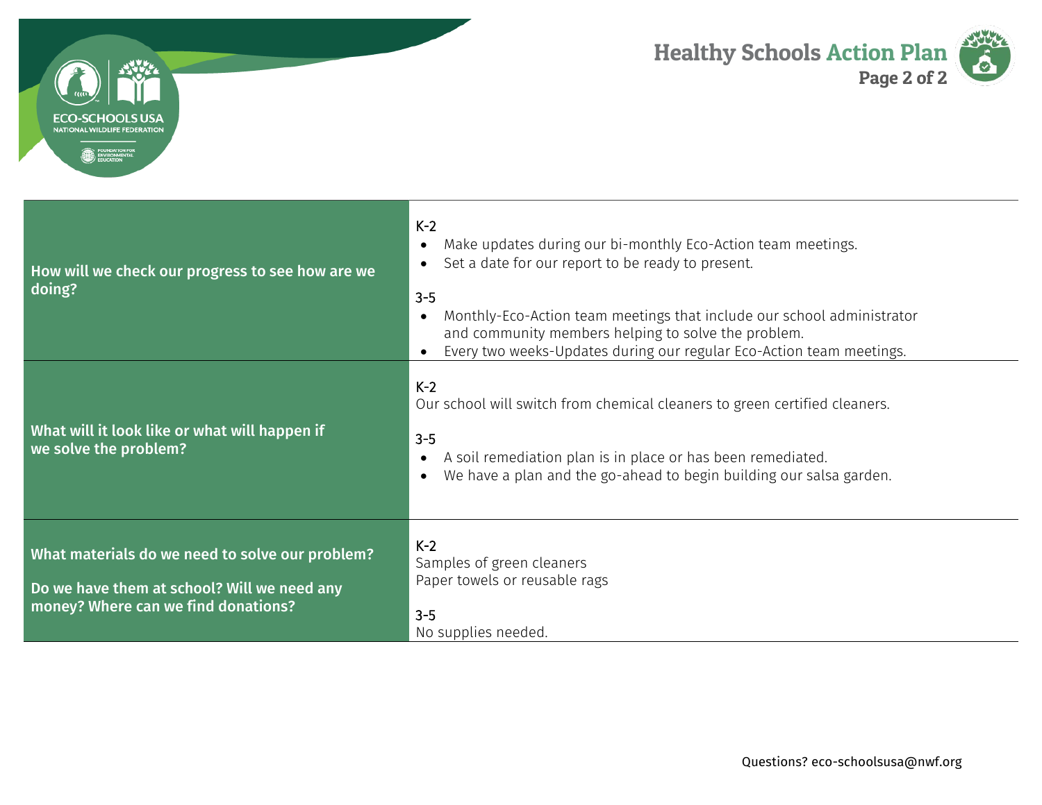| | |
|---|---|
| **How will we check our progress to see how are we doing?** | K-2<br>• Make updates during our bi-monthly Eco-Action team meetings.<br>• Set a date for our report to be ready to present.<br><br>3-5<br>• Monthly-Eco-Action team meetings that include our school administrator and community members helping to solve the problem.<br>• Every two weeks-Updates during our regular Eco-Action team meetings. |
| **What will it look like or what will happen if we solve the problem?** | K-2<br>Our school will switch from chemical cleaners to green certified cleaners.<br><br>3-5<br>• A soil remediation plan is in place or has been remediated.<br>• We have a plan and the go-ahead to begin building our salsa garden. |
| **What materials do we need to solve our problem?**<br><br>**Do we have them at school? Will we need any money? Where can we find donations?** | K-2<br>Samples of green cleaners<br>Paper towels or reusable rags<br><br>3-5<br>No supplies needed. |

Questions? eco-schoolsusa@nwf.org